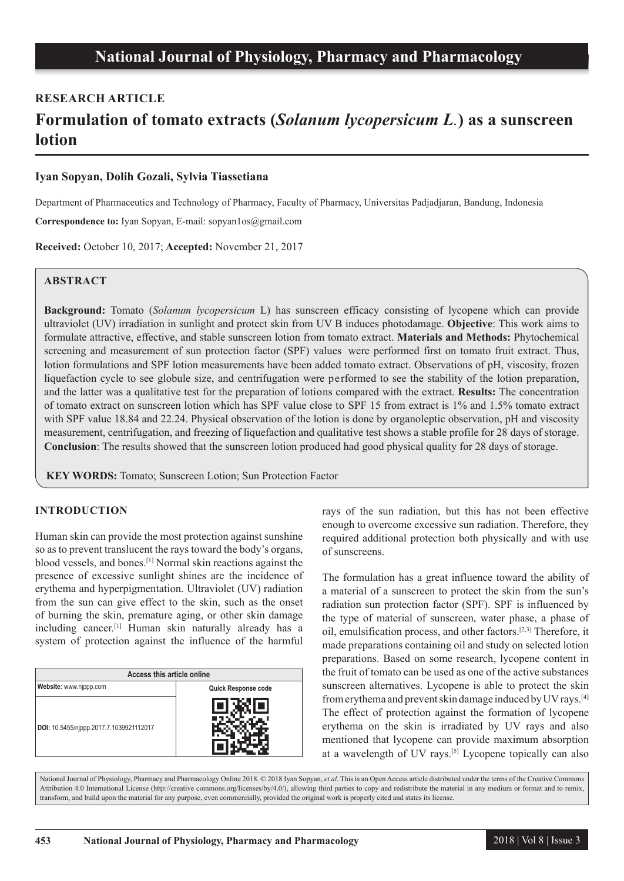**RESEARCH ARTICLE**

# Formulation of tomato extracts (*Solanum lycopersicum L.*) as a sunscreen lotion

**Iyan Sopyan, Dolih Gozali, Sylvia Tiassetiana**

Department of Pharmaceutics and Technology of Pharmacy, Faculty of Pharmacy, Universitas Padjadjaran, Bandung, Indonesia

**Correspondence to:** Iyan Sopyan, E-mail: sopyan1os@gmail.com

**Received:** October 10, 2017; **Accepted:** November 21, 2017

## ABSTRACT

**Background:** Tomato (*Solanum lycopersicum* L) has sunscreen efficacy consisting of lycopene which can provide ultraviolet (UV) irradiation in sunlight and protect skin from UV B induces photodamage. **Objective**: This work aims to formulate attractive, effective, and stable sunscreen lotion from tomato extract. **Materials and Methods:** Phytochemical screening and measurement of sun protection factor (SPF) values were performed first on tomato fruit extract. Thus, lotion formulations and SPF lotion measurements have been added tomato extract. Observations of pH, viscosity, frozen liquefaction cycle to see globule size, and centrifugation were performed to see the stability of the lotion preparation, and the latter was a qualitative test for the preparation of lotions compared with the extract. **Results:** The concentration of tomato extract on sunscreen lotion which has SPF value close to SPF 15 from extract is 1% and 1.5% tomato extract with SPF value 18.84 and 22.24. Physical observation of the lotion is done by organoleptic observation, pH and viscosity measurement, centrifugation, and freezing of liquefaction and qualitative test shows a stable profile for 28 days of storage. **Conclusion**: The results showed that the sunscreen lotion produced had good physical quality for 28 days of storage.

**KEY WORDS:** Tomato; Sunscreen Lotion; Sun Protection Factor

## INTRODUCTION

Human skin can provide the most protection against sunshine so as to prevent translucent the rays toward the body's organs, blood vessels, and bones.[1] Normal skin reactions against the presence of excessive sunlight shines are the incidence of erythema and hyperpigmentation. Ultraviolet (UV) radiation from the sun can give effect to the skin, such as the onset of burning the skin, premature aging, or other skin damage including cancer.[1] Human skin naturally already has a system of protection against the influence of the harmful rays of the sun radiation, but this has not been effective enough to overcome excessive sun radiation. Therefore, they required additional protection both physically and with use of sunscreens.

| Access this article online | |
|---|---|
| **Website:** www.njppp.com | **Quick Response code** |
| **DOI:** 10.5455/njppp.2017.7.1039921112017 | |

The formulation has a great influence toward the ability of a material of a sunscreen to protect the skin from the sun's radiation sun protection factor (SPF). SPF is influenced by the type of material of sunscreen, water phase, a phase of oil, emulsification process, and other factors.[2,3] Therefore, it made preparations containing oil and study on selected lotion preparations. Based on some research, lycopene content in the fruit of tomato can be used as one of the active substances sunscreen alternatives. Lycopene is able to protect the skin from erythema and prevent skin damage induced by UV rays.[4] The effect of protection against the formation of lycopene erythema on the skin is irradiated by UV rays and also mentioned that lycopene can provide maximum absorption at a wavelength of UV rays.[5] Lycopene topically can also

National Journal of Physiology, Pharmacy and Pharmacology Online 2018. © 2018 Iyan Sopyan, *et al*. This is an Open Access article distributed under the terms of the Creative Commons Attribution 4.0 International License (http://creative commons.org/licenses/by/4.0/), allowing third parties to copy and redistribute the material in any medium or format and to remix, transform, and build upon the material for any purpose, even commercially, provided the original work is properly cited and states its license.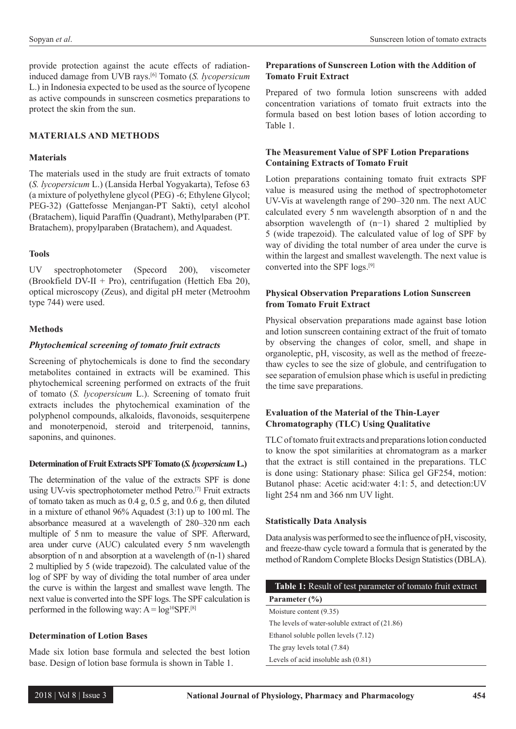provide protection against the acute effects of radiation-induced damage from UVB rays.[6] Tomato (*S. lycopersicum* L.) in Indonesia expected to be used as the source of lycopene as active compounds in sunscreen cosmetics preparations to protect the skin from the sun.

## MATERIALS AND METHODS

### Materials

The materials used in the study are fruit extracts of tomato (*S. lycopersicum* L.) (Lansida Herbal Yogyakarta), Tefose 63 (a mixture of polyethylene glycol (PEG) -6; Ethylene Glycol; PEG-32) (Gattefosse Menjangan-PT Sakti), cetyl alcohol (Bratachem), liquid Paraffin (Quadrant), Methylparaben (PT. Bratachem), propylparaben (Bratachem), and Aquadest.

### Tools

UV spectrophotometer (Specord 200), viscometer (Brookfield DV-II + Pro), centrifugation (Hettich Eba 20), optical microscopy (Zeus), and digital pH meter (Metroohm type 744) were used.

### Methods

#### *Phytochemical screening of tomato fruit extracts*

Screening of phytochemicals is done to find the secondary metabolites contained in extracts will be examined. This phytochemical screening performed on extracts of the fruit of tomato (*S. lycopersicum* L.). Screening of tomato fruit extracts includes the phytochemical examination of the polyphenol compounds, alkaloids, flavonoids, sesquiterpene and monoterpenoid, steroid and triterpenoid, tannins, saponins, and quinones.

#### Determination of Fruit Extracts SPF Tomato (*S. lycopersicum* L.)

The determination of the value of the extracts SPF is done using UV-vis spectrophotometer method Petro.[7] Fruit extracts of tomato taken as much as 0.4 g, 0.5 g, and 0.6 g, then diluted in a mixture of ethanol 96% Aquadest (3:1) up to 100 ml. The absorbance measured at a wavelength of 280–320 nm each multiple of 5 nm to measure the value of SPF. Afterward, area under curve (AUC) calculated every 5 nm wavelength absorption of n and absorption at a wavelength of (n-1) shared 2 multiplied by 5 (wide trapezoid). The calculated value of the log of SPF by way of dividing the total number of area under the curve is within the largest and smallest wave length. The next value is converted into the SPF logs. The SPF calculation is performed in the following way: $A = \log^{10}SPF$.[8]

### Determination of Lotion Bases

Made six lotion base formula and selected the best lotion base. Design of lotion base formula is shown in Table 1.

### Preparations of Sunscreen Lotion with the Addition of Tomato Fruit Extract

Prepared of two formula lotion sunscreens with added concentration variations of tomato fruit extracts into the formula based on best lotion bases of lotion according to Table 1.

### The Measurement Value of SPF Lotion Preparations Containing Extracts of Tomato Fruit

Lotion preparations containing tomato fruit extracts SPF value is measured using the method of spectrophotometer UV-Vis at wavelength range of 290–320 nm. The next AUC calculated every 5 nm wavelength absorption of n and the absorption wavelength of (n−1) shared 2 multiplied by 5 (wide trapezoid). The calculated value of log of SPF by way of dividing the total number of area under the curve is within the largest and smallest wavelength. The next value is converted into the SPF logs.[9]

### Physical Observation Preparations Lotion Sunscreen from Tomato Fruit Extract

Physical observation preparations made against base lotion and lotion sunscreen containing extract of the fruit of tomato by observing the changes of color, smell, and shape in organoleptic, pH, viscosity, as well as the method of freeze-thaw cycles to see the size of globule, and centrifugation to see separation of emulsion phase which is useful in predicting the time save preparations.

### Evaluation of the Material of the Thin-Layer Chromatography (TLC) Using Qualitative

TLC of tomato fruit extracts and preparations lotion conducted to know the spot similarities at chromatogram as a marker that the extract is still contained in the preparations. TLC is done using: Stationary phase: Silica gel GF254, motion: Butanol phase: Acetic acid:water 4:1: 5, and detection:UV light 254 nm and 366 nm UV light.

### Statistically Data Analysis

Data analysis was performed to see the influence of pH, viscosity, and freeze-thaw cycle toward a formula that is generated by the method of Random Complete Blocks Design Statistics (DBLA).

**Table 1:** Result of test parameter of tomato fruit extract

| Parameter (%) |
|---|
| Moisture content (9.35) |
| The levels of water-soluble extract of (21.86) |
| Ethanol soluble pollen levels (7.12) |
| The gray levels total (7.84) |
| Levels of acid insoluble ash (0.81) |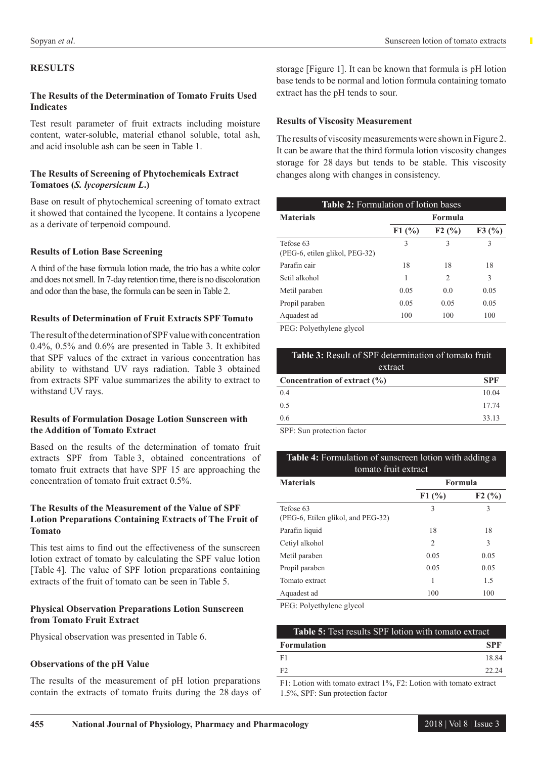## RESULTS

### The Results of the Determination of Tomato Fruits Used Indicates

Test result parameter of fruit extracts including moisture content, water-soluble, material ethanol soluble, total ash, and acid insoluble ash can be seen in Table 1.

### The Results of Screening of Phytochemicals Extract Tomatoes (*S. lycopersicum L*.)

Base on result of phytochemical screening of tomato extract it showed that contained the lycopene. It contains a lycopene as a derivate of terpenoid compound.

### Results of Lotion Base Screening

A third of the base formula lotion made, the trio has a white color and does not smell. In 7-day retention time, there is no discoloration and odor than the base, the formula can be seen in Table 2.

### Results of Determination of Fruit Extracts SPF Tomato

The result of the determination of SPF value with concentration 0.4%, 0.5% and 0.6% are presented in Table 3. It exhibited that SPF values of the extract in various concentration has ability to withstand UV rays radiation. Table 3 obtained from extracts SPF value summarizes the ability to extract to withstand UV rays.

### Results of Formulation Dosage Lotion Sunscreen with the Addition of Tomato Extract

Based on the results of the determination of tomato fruit extracts SPF from Table 3, obtained concentrations of tomato fruit extracts that have SPF 15 are approaching the concentration of tomato fruit extract 0.5%.

### The Results of the Measurement of the Value of SPF Lotion Preparations Containing Extracts of The Fruit of Tomato

This test aims to find out the effectiveness of the sunscreen lotion extract of tomato by calculating the SPF value lotion [Table 4]. The value of SPF lotion preparations containing extracts of the fruit of tomato can be seen in Table 5.

### Physical Observation Preparations Lotion Sunscreen from Tomato Fruit Extract

Physical observation was presented in Table 6.

### Observations of the pH Value

The results of the measurement of pH lotion preparations contain the extracts of tomato fruits during the 28 days of storage [Figure 1]. It can be known that formula is pH lotion base tends to be normal and lotion formula containing tomato extract has the pH tends to sour.

### Results of Viscosity Measurement

The results of viscosity measurements were shown in Figure 2. It can be aware that the third formula lotion viscosity changes storage for 28 days but tends to be stable. This viscosity changes along with changes in consistency.

**Table 2:** Formulation of lotion bases

| Materials | Formula | | |
|---|---|---|---|
| | F1 (%) | F2 (%) | F3 (%) |
| Tefose 63 (PEG-6, etilen glikol, PEG-32) | 3 | 3 | 3 |
| Parafin cair | 18 | 18 | 18 |
| Setil alkohol | 1 | 2 | 3 |
| Metil paraben | 0.05 | 0.0 | 0.05 |
| Propil paraben | 0.05 | 0.05 | 0.05 |
| Aquadest ad | 100 | 100 | 100 |

PEG: Polyethylene glycol

**Table 3:** Result of SPF determination of tomato fruit extract

| Concentration of extract (%) | SPF |
|---|---|
| 0.4 | 10.04 |
| 0.5 | 17.74 |
| 0.6 | 33.13 |

SPF: Sun protection factor

**Table 4:** Formulation of sunscreen lotion with adding a tomato fruit extract

| Materials | Formula | |
|---|---|---|
| | F1 (%) | F2 (%) |
| Tefose 63 (PEG-6, Etilen glikol, and PEG-32) | 3 | 3 |
| Parafin liquid | 18 | 18 |
| Cetiyl alkohol | 2 | 3 |
| Metil paraben | 0.05 | 0.05 |
| Propil paraben | 0.05 | 0.05 |
| Tomato extract | 1 | 1.5 |
| Aquadest ad | 100 | 100 |

PEG: Polyethylene glycol

**Table 5:** Test results SPF lotion with tomato extract

| Formulation | SPF |
|---|---|
| F1 | 18.84 |
| F2 | 22.24 |

F1: Lotion with tomato extract 1%, F2: Lotion with tomato extract 1.5%, SPF: Sun protection factor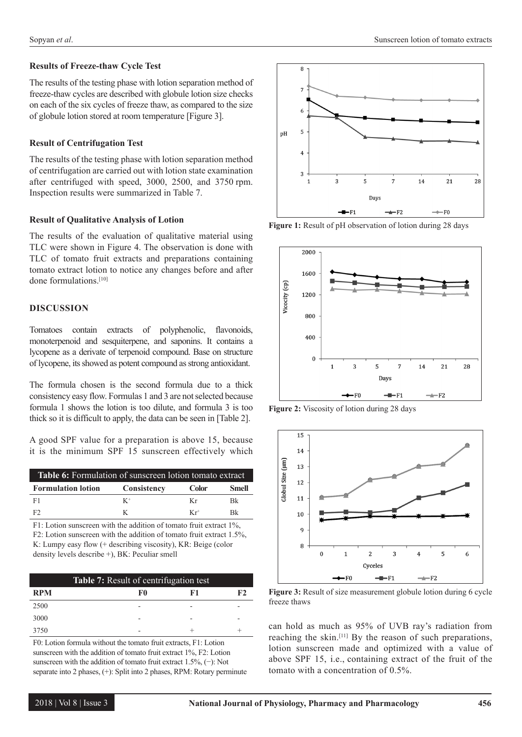### Results of Freeze-thaw Cycle Test

The results of the testing phase with lotion separation method of freeze-thaw cycles are described with globule lotion size checks on each of the six cycles of freeze thaw, as compared to the size of globule lotion stored at room temperature [Figure 3].

### Result of Centrifugation Test

The results of the testing phase with lotion separation method of centrifugation are carried out with lotion state examination after centrifuged with speed, 3000, 2500, and 3750 rpm. Inspection results were summarized in Table 7.

### Result of Qualitative Analysis of Lotion

The results of the evaluation of qualitative material using TLC were shown in Figure 4. The observation is done with TLC of tomato fruit extracts and preparations containing tomato extract lotion to notice any changes before and after done formulations.[10]

## DISCUSSION

Tomatoes contain extracts of polyphenolic, flavonoids, monoterpenoid and sesquiterpene, and saponins. It contains a lycopene as a derivate of terpenoid compound. Base on structure of lycopene, its showed as potent compound as strong antioxidant.

The formula chosen is the second formula due to a thick consistency easy flow. Formulas 1 and 3 are not selected because formula 1 shows the lotion is too dilute, and formula 3 is too thick so it is difficult to apply, the data can be seen in [Table 2].

A good SPF value for a preparation is above 15, because it is the minimum SPF 15 sunscreen effectively which can hold as much as 95% of UVB ray's radiation from reaching the skin.[11] By the reason of such preparations, lotion sunscreen made and optimized with a value of above SPF 15, i.e., containing extract of the fruit of the tomato with a concentration of 0.5%.

**Table 6:** Formulation of sunscreen lotion tomato extract

| Formulation lotion | Consistency | Color | Smell |
|---|---|---|---|
| F1 | K+ | Kr | Bk |
| F2 | K | Kr+ | Bk |

F1: Lotion sunscreen with the addition of tomato fruit extract 1%, F2: Lotion sunscreen with the addition of tomato fruit extract 1.5%, K: Lumpy easy flow (+ describing viscosity), KR: Beige (color density levels describe +), BK: Peculiar smell

**Table 7:** Result of centrifugation test

| RPM | F0 | F1 | F2 |
|---|---|---|---|
| 2500 | - | - | - |
| 3000 | - | - | - |
| 3750 | - | + | + |

F0: Lotion formula without the tomato fruit extracts, F1: Lotion sunscreen with the addition of tomato fruit extract 1%, F2: Lotion sunscreen with the addition of tomato fruit extract 1.5%, (−): Not separate into 2 phases, (+): Split into 2 phases, RPM: Rotary perminute

**Figure 1:** Result of pH observation of lotion during 28 days

**Figure 2:** Viscosity of lotion during 28 days

**Figure 3:** Result of size measurement globule lotion during 6 cycle freeze thaws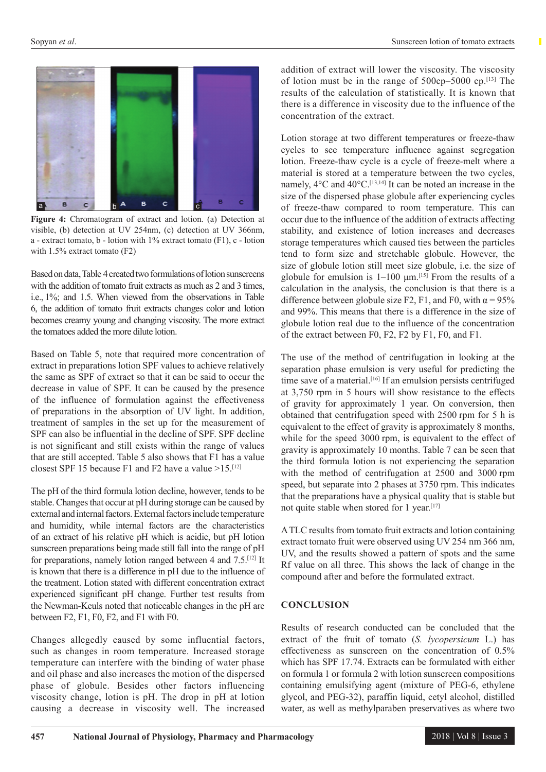Figure 4: Chromatogram of extract and lotion. (a) Detection at visible, (b) detection at UV 254nm, (c) detection at UV 366nm, a - extract tomato, b - lotion with 1% extract tomato (F1), c - lotion with 1.5% extract tomato (F2)

Based on data, Table 4 created two formulations of lotion sunscreens with the addition of tomato fruit extracts as much as 2 and 3 times, i.e., 1%; and 1.5. When viewed from the observations in Table 6, the addition of tomato fruit extracts changes color and lotion becomes creamy young and changing viscosity. The more extract the tomatoes added the more dilute lotion.

Based on Table 5, note that required more concentration of extract in preparations lotion SPF values to achieve relatively the same as SPF of extract so that it can be said to occur the decrease in value of SPF. It can be caused by the presence of the influence of formulation against the effectiveness of preparations in the absorption of UV light. In addition, treatment of samples in the set up for the measurement of SPF can also be influential in the decline of SPF. SPF decline is not significant and still exists within the range of values that are still accepted. Table 5 also shows that F1 has a value closest SPF 15 because F1 and F2 have a value >15.[12]

The pH of the third formula lotion decline, however, tends to be stable. Changes that occur at pH during storage can be caused by external and internal factors. External factors include temperature and humidity, while internal factors are the characteristics of an extract of his relative pH which is acidic, but pH lotion sunscreen preparations being made still fall into the range of pH for preparations, namely lotion ranged between 4 and 7.5.[12] It is known that there is a difference in pH due to the influence of the treatment. Lotion stated with different concentration extract experienced significant pH change. Further test results from the Newman-Keuls noted that noticeable changes in the pH are between F2, F1, F0, F2, and F1 with F0.

Changes allegedly caused by some influential factors, such as changes in room temperature. Increased storage temperature can interfere with the binding of water phase and oil phase and also increases the motion of the dispersed phase of globule. Besides other factors influencing viscosity change, lotion is pH. The drop in pH at lotion causing a decrease in viscosity well. The increased addition of extract will lower the viscosity. The viscosity of lotion must be in the range of 500cp–5000 cp.[13] The results of the calculation of statistically. It is known that there is a difference in viscosity due to the influence of the concentration of the extract.

Lotion storage at two different temperatures or freeze-thaw cycles to see temperature influence against segregation lotion. Freeze-thaw cycle is a cycle of freeze-melt where a material is stored at a temperature between the two cycles, namely, 4°C and 40°C.[13,14] It can be noted an increase in the size of the dispersed phase globule after experiencing cycles of freeze-thaw compared to room temperature. This can occur due to the influence of the addition of extracts affecting stability, and existence of lotion increases and decreases storage temperatures which caused ties between the particles tend to form size and stretchable globule. However, the size of globule lotion still meet size globule, i.e. the size of globule for emulsion is 1–100 µm.[15] From the results of a calculation in the analysis, the conclusion is that there is a difference between globule size F2, F1, and F0, with $\alpha = 95\%$ and 99%. This means that there is a difference in the size of globule lotion real due to the influence of the concentration of the extract between F0, F2, F2 by F1, F0, and F1.

The use of the method of centrifugation in looking at the separation phase emulsion is very useful for predicting the time save of a material.[16] If an emulsion persists centrifuged at 3,750 rpm in 5 hours will show resistance to the effects of gravity for approximately 1 year. On conversion, then obtained that centrifugation speed with 2500 rpm for 5 h is equivalent to the effect of gravity is approximately 8 months, while for the speed 3000 rpm, is equivalent to the effect of gravity is approximately 10 months. Table 7 can be seen that the third formula lotion is not experiencing the separation with the method of centrifugation at 2500 and 3000 rpm speed, but separate into 2 phases at 3750 rpm. This indicates that the preparations have a physical quality that is stable but not quite stable when stored for 1 year.[17]

A TLC results from tomato fruit extracts and lotion containing extract tomato fruit were observed using UV 254 nm 366 nm, UV, and the results showed a pattern of spots and the same Rf value on all three. This shows the lack of change in the compound after and before the formulated extract.

## CONCLUSION

Results of research conducted can be concluded that the extract of the fruit of tomato (*S. lycopersicum* L.) has effectiveness as sunscreen on the concentration of 0.5% which has SPF 17.74. Extracts can be formulated with either on formula 1 or formula 2 with lotion sunscreen compositions containing emulsifying agent (mixture of PEG-6, ethylene glycol, and PEG-32), paraffin liquid, cetyl alcohol, distilled water, as well as methylparaben preservatives as where two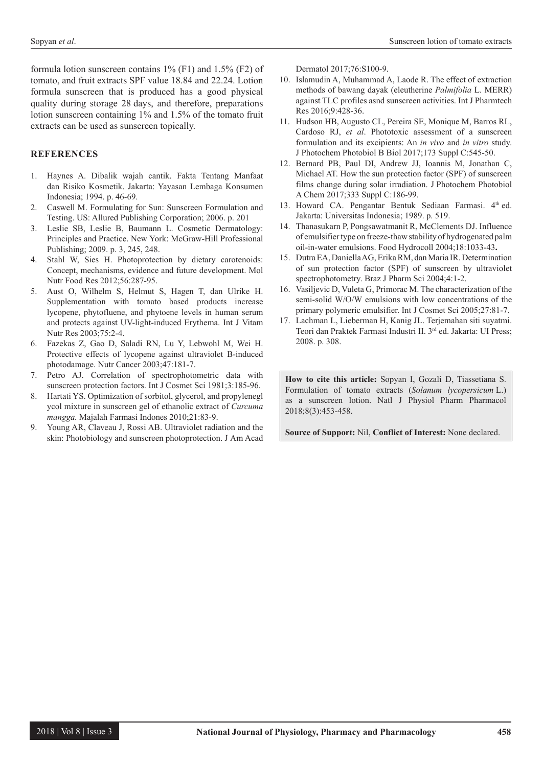formula lotion sunscreen contains 1% (F1) and 1.5% (F2) of tomato, and fruit extracts SPF value 18.84 and 22.24. Lotion formula sunscreen that is produced has a good physical quality during storage 28 days, and therefore, preparations lotion sunscreen containing 1% and 1.5% of the tomato fruit extracts can be used as sunscreen topically.

## REFERENCES

1. Haynes A. Dibalik wajah cantik. Fakta Tentang Manfaat dan Risiko Kosmetik. Jakarta: Yayasan Lembaga Konsumen Indonesia; 1994. p. 46-69.
2. Caswell M. Formulating for Sun: Sunscreen Formulation and Testing. US: Allured Publishing Corporation; 2006. p. 201
3. Leslie SB, Leslie B, Baumann L. Cosmetic Dermatology: Principles and Practice. New York: McGraw-Hill Professional Publishing; 2009. p. 3, 245, 248.
4. Stahl W, Sies H. Photoprotection by dietary carotenoids: Concept, mechanisms, evidence and future development. Mol Nutr Food Res 2012;56:287-95.
5. Aust O, Wilhelm S, Helmut S, Hagen T, dan Ulrike H. Supplementation with tomato based products increase lycopene, phytofluene, and phytoene levels in human serum and protects against UV-light-induced Erythema. Int J Vitam Nutr Res 2003;75:2-4.
6. Fazekas Z, Gao D, Saladi RN, Lu Y, Lebwohl M, Wei H. Protective effects of lycopene against ultraviolet B-induced photodamage. Nutr Cancer 2003;47:181-7.
7. Petro AJ. Correlation of spectrophotometric data with sunscreen protection factors. Int J Cosmet Sci 1981;3:185-96.
8. Hartati YS. Optimization of sorbitol, glycerol, and propylenegl ycol mixture in sunscreen gel of ethanolic extract of *Curcuma mangga.* Majalah Farmasi Indones 2010;21:83-9.
9. Young AR, Claveau J, Rossi AB. Ultraviolet radiation and the skin: Photobiology and sunscreen photoprotection. J Am Acad Dermatol 2017;76:S100-9.
10. Islamudin A, Muhammad A, Laode R. The effect of extraction methods of bawang dayak (eleutherine *Palmifolia* L. MERR) against TLC profiles asnd sunscreen activities. Int J Pharmtech Res 2016;9:428-36.
11. Hudson HB, Augusto CL, Pereira SE, Monique M, Barros RL, Cardoso RJ, *et al*. Phototoxic assessment of a sunscreen formulation and its excipients: An *in vivo* and *in vitro* study. J Photochem Photobiol B Biol 2017;173 Suppl C:545-50.
12. Bernard PB, Paul DI, Andrew JJ, Ioannis M, Jonathan C, Michael AT. How the sun protection factor (SPF) of sunscreen films change during solar irradiation. J Photochem Photobiol A Chem 2017;333 Suppl C:186-99.
13. Howard CA. Pengantar Bentuk Sediaan Farmasi. 4th ed. Jakarta: Universitas Indonesia; 1989. p. 519.
14. Thanasukarn P, Pongsawatmanit R, McClements DJ. Influence of emulsifier type on freeze-thaw stability of hydrogenated palm oil-in-water emulsions. Food Hydrocoll 2004;18:1033-43**.**
15. Dutra EA, Daniella AG, Erika RM, dan Maria IR. Determination of sun protection factor (SPF) of sunscreen by ultraviolet spectrophotometry. Braz J Pharm Sci 2004;4:1-2.
16. Vasiljevic D, Vuleta G, Primorac M. The characterization of the semi-solid W/O/W emulsions with low concentrations of the primary polymeric emulsifier. Int J Cosmet Sci 2005;27:81-7.
17. Lachman L, Lieberman H, Kanig JL. Terjemahan siti suyatmi. Teori dan Praktek Farmasi Industri II. 3rd ed. Jakarta: UI Press; 2008. p. 308.

**How to cite this article:** Sopyan I, Gozali D, Tiassetiana S. Formulation of tomato extracts (*Solanum lycopersicum* L.) as a sunscreen lotion. Natl J Physiol Pharm Pharmacol 2018;8(3):453-458.

**Source of Support:** Nil, **Conflict of Interest:** None declared.